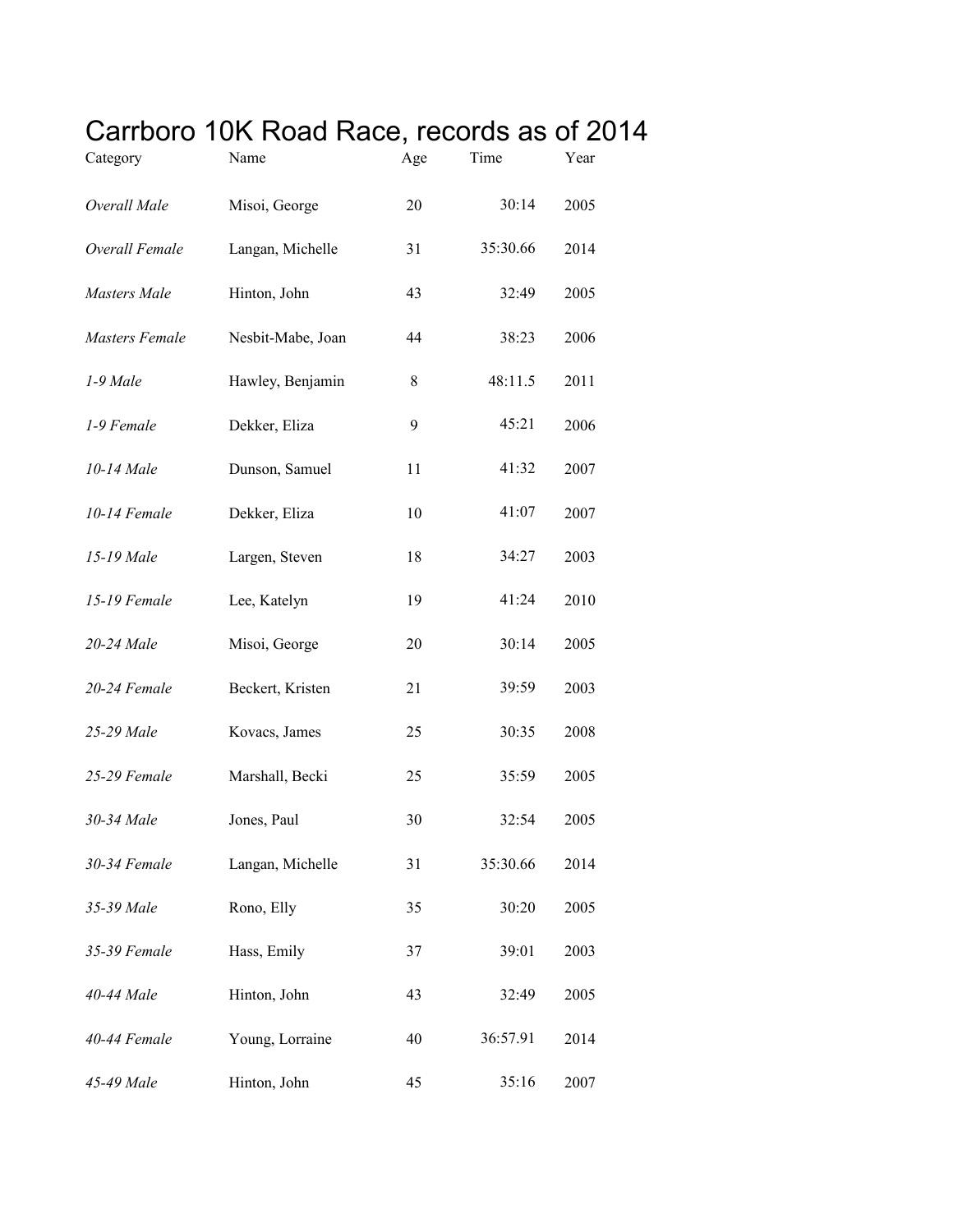# Carrboro 10K Road Race, records as of 2014

| Category | Name | Age | Time | Year |
|---|---|---|---|---|
| *Overall Male* | Misoi, George | 20 | 30:14 | 2005 |
| *Overall Female* | Langan, Michelle | 31 | 35:30.66 | 2014 |
| *Masters Male* | Hinton, John | 43 | 32:49 | 2005 |
| *Masters Female* | Nesbit-Mabe, Joan | 44 | 38:23 | 2006 |
| *1-9 Male* | Hawley, Benjamin | 8 | 48:11.5 | 2011 |
| *1-9 Female* | Dekker, Eliza | 9 | 45:21 | 2006 |
| *10-14 Male* | Dunson, Samuel | 11 | 41:32 | 2007 |
| *10-14 Female* | Dekker, Eliza | 10 | 41:07 | 2007 |
| *15-19 Male* | Largen, Steven | 18 | 34:27 | 2003 |
| *15-19 Female* | Lee, Katelyn | 19 | 41:24 | 2010 |
| *20-24 Male* | Misoi, George | 20 | 30:14 | 2005 |
| *20-24 Female* | Beckert, Kristen | 21 | 39:59 | 2003 |
| *25-29 Male* | Kovacs, James | 25 | 30:35 | 2008 |
| *25-29 Female* | Marshall, Becki | 25 | 35:59 | 2005 |
| *30-34 Male* | Jones, Paul | 30 | 32:54 | 2005 |
| *30-34 Female* | Langan, Michelle | 31 | 35:30.66 | 2014 |
| *35-39 Male* | Rono, Elly | 35 | 30:20 | 2005 |
| *35-39 Female* | Hass, Emily | 37 | 39:01 | 2003 |
| *40-44 Male* | Hinton, John | 43 | 32:49 | 2005 |
| *40-44 Female* | Young, Lorraine | 40 | 36:57.91 | 2014 |
| *45-49 Male* | Hinton, John | 45 | 35:16 | 2007 |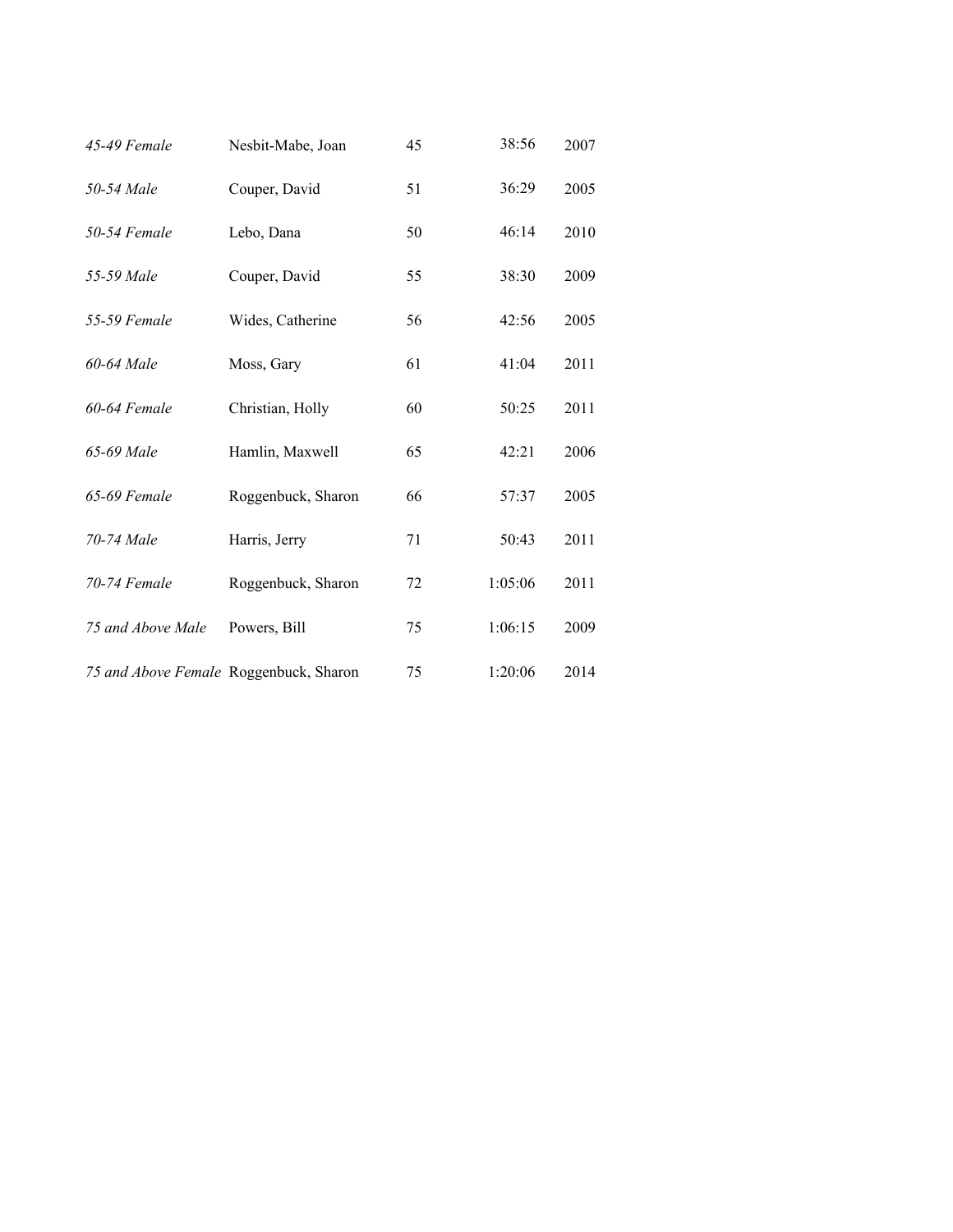| | | | | |
|---|---|---|---|---|
| *45-49 Female* | Nesbit-Mabe, Joan | 45 | 38:56 | 2007 |
| *50-54 Male* | Couper, David | 51 | 36:29 | 2005 |
| *50-54 Female* | Lebo, Dana | 50 | 46:14 | 2010 |
| *55-59 Male* | Couper, David | 55 | 38:30 | 2009 |
| *55-59 Female* | Wides, Catherine | 56 | 42:56 | 2005 |
| *60-64 Male* | Moss, Gary | 61 | 41:04 | 2011 |
| *60-64 Female* | Christian, Holly | 60 | 50:25 | 2011 |
| *65-69 Male* | Hamlin, Maxwell | 65 | 42:21 | 2006 |
| *65-69 Female* | Roggenbuck, Sharon | 66 | 57:37 | 2005 |
| *70-74 Male* | Harris, Jerry | 71 | 50:43 | 2011 |
| *70-74 Female* | Roggenbuck, Sharon | 72 | 1:05:06 | 2011 |
| *75 and Above Male* | Powers, Bill | 75 | 1:06:15 | 2009 |
| *75 and Above Female* | Roggenbuck, Sharon | 75 | 1:20:06 | 2014 |